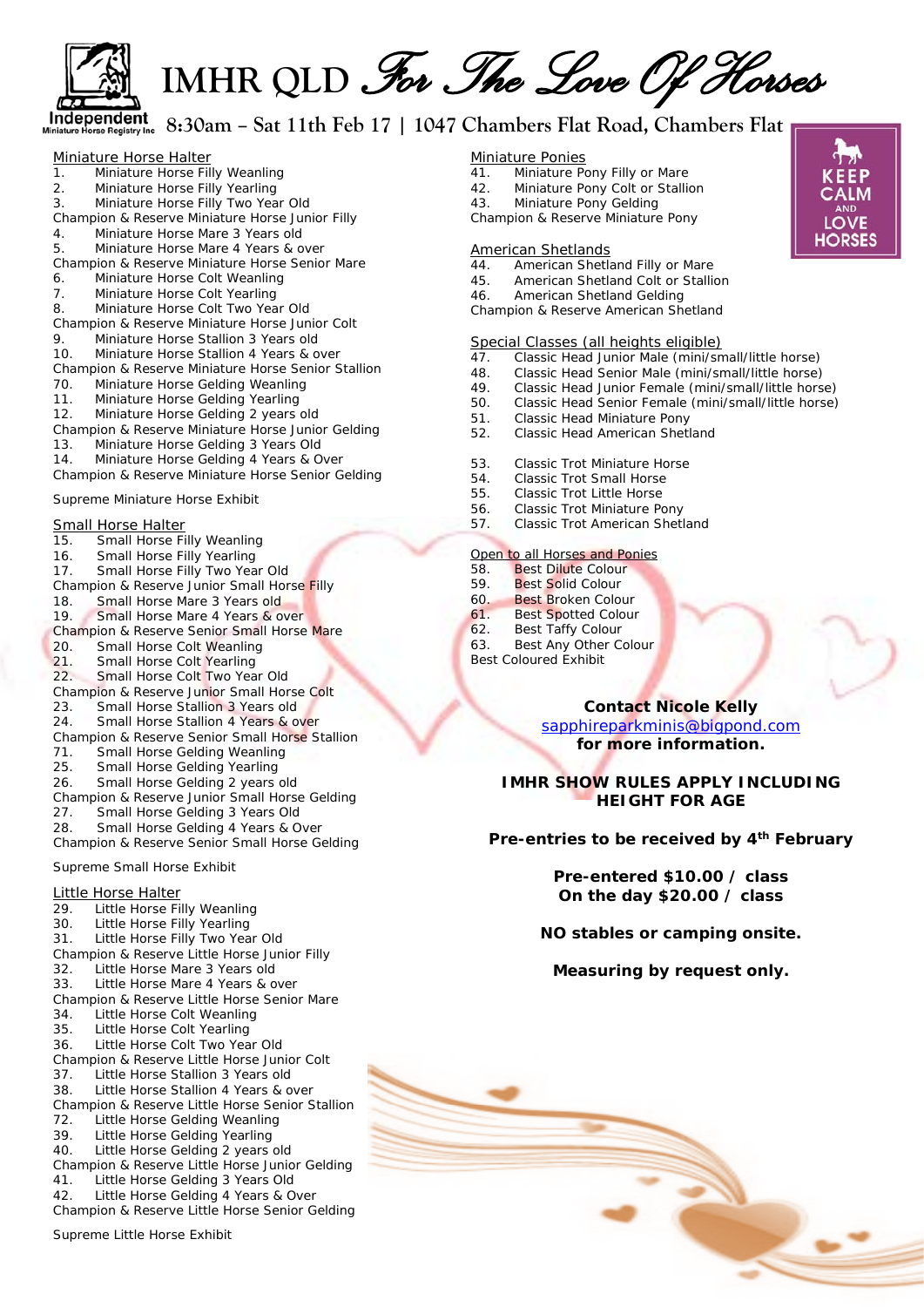# IMHR QLD *For The Love Of Horses*

Independent Miniature Horse Registry Inc

**8:30am – Sat 11th Feb 17 | 1047 Chambers Flat Road, Chambers Flat**

## Miniature Horse Halter

1. Miniature Horse Filly Weanling
2. Miniature Horse Filly Yearling
3. Miniature Horse Filly Two Year Old

Champion & Reserve Miniature Horse Junior Filly

4. Miniature Horse Mare 3 Years old
5. Miniature Horse Mare 4 Years & over

Champion & Reserve Miniature Horse Senior Mare

6. Miniature Horse Colt Weanling
7. Miniature Horse Colt Yearling
8. Miniature Horse Colt Two Year Old

Champion & Reserve Miniature Horse Junior Colt

9. Miniature Horse Stallion 3 Years old
10. Miniature Horse Stallion 4 Years & over

Champion & Reserve Miniature Horse Senior Stallion

70. Miniature Horse Gelding Weanling
11. Miniature Horse Gelding Yearling
12. Miniature Horse Gelding 2 years old

Champion & Reserve Miniature Horse Junior Gelding

13. Miniature Horse Gelding 3 Years Old
14. Miniature Horse Gelding 4 Years & Over

Champion & Reserve Miniature Horse Senior Gelding

Supreme Miniature Horse Exhibit

## Small Horse Halter

15. Small Horse Filly Weanling
16. Small Horse Filly Yearling
17. Small Horse Filly Two Year Old

Champion & Reserve Junior Small Horse Filly

18. Small Horse Mare 3 Years old
19. Small Horse Mare 4 Years & over

Champion & Reserve Senior Small Horse Mare

20. Small Horse Colt Weanling
21. Small Horse Colt Yearling
22. Small Horse Colt Two Year Old

Champion & Reserve Junior Small Horse Colt

23. Small Horse Stallion 3 Years old
24. Small Horse Stallion 4 Years & over

Champion & Reserve Senior Small Horse Stallion

71. Small Horse Gelding Weanling
25. Small Horse Gelding Yearling
26. Small Horse Gelding 2 years old

Champion & Reserve Junior Small Horse Gelding

27. Small Horse Gelding 3 Years Old
28. Small Horse Gelding 4 Years & Over

Champion & Reserve Senior Small Horse Gelding

Supreme Small Horse Exhibit

## Little Horse Halter

29. Little Horse Filly Weanling
30. Little Horse Filly Yearling
31. Little Horse Filly Two Year Old

Champion & Reserve Little Horse Junior Filly

32. Little Horse Mare 3 Years old
33. Little Horse Mare 4 Years & over

Champion & Reserve Little Horse Senior Mare

34. Little Horse Colt Weanling
35. Little Horse Colt Yearling
36. Little Horse Colt Two Year Old

Champion & Reserve Little Horse Junior Colt

37. Little Horse Stallion 3 Years old
38. Little Horse Stallion 4 Years & over

Champion & Reserve Little Horse Senior Stallion

72. Little Horse Gelding Weanling
39. Little Horse Gelding Yearling
40. Little Horse Gelding 2 years old

Champion & Reserve Little Horse Junior Gelding

41. Little Horse Gelding 3 Years Old
42. Little Horse Gelding 4 Years & Over

Champion & Reserve Little Horse Senior Gelding

Supreme Little Horse Exhibit

KEEP CALM AND LOVE HORSES

## Miniature Ponies

41. Miniature Pony Filly or Mare
42. Miniature Pony Colt or Stallion
43. Miniature Pony Gelding

Champion & Reserve Miniature Pony

## American Shetlands

44. American Shetland Filly or Mare
45. American Shetland Colt or Stallion
46. American Shetland Gelding

Champion & Reserve American Shetland

## Special Classes (all heights eligible)

47. Classic Head Junior Male (mini/small/little horse)
48. Classic Head Senior Male (mini/small/little horse)
49. Classic Head Junior Female (mini/small/little horse)
50. Classic Head Senior Female (mini/small/little horse)
51. Classic Head Miniature Pony
52. Classic Head American Shetland

53. Classic Trot Miniature Horse
54. Classic Trot Small Horse
55. Classic Trot Little Horse
56. Classic Trot Miniature Pony
57. Classic Trot American Shetland

## Open to all Horses and Ponies

58. Best Dilute Colour
59. Best Solid Colour
60. Best Broken Colour
61. Best Spotted Colour
62. Best Taffy Colour
63. Best Any Other Colour

Best Coloured Exhibit

**Contact Nicole Kelly**
sapphireparkminis@bigpond.com
**for more information.**

**IMHR SHOW RULES APPLY INCLUDING HEIGHT FOR AGE**

**Pre-entries to be received by 4th February**

**Pre-entered $10.00 / class**
**On the day $20.00 / class**

**NO stables or camping onsite.**

**Measuring by request only.**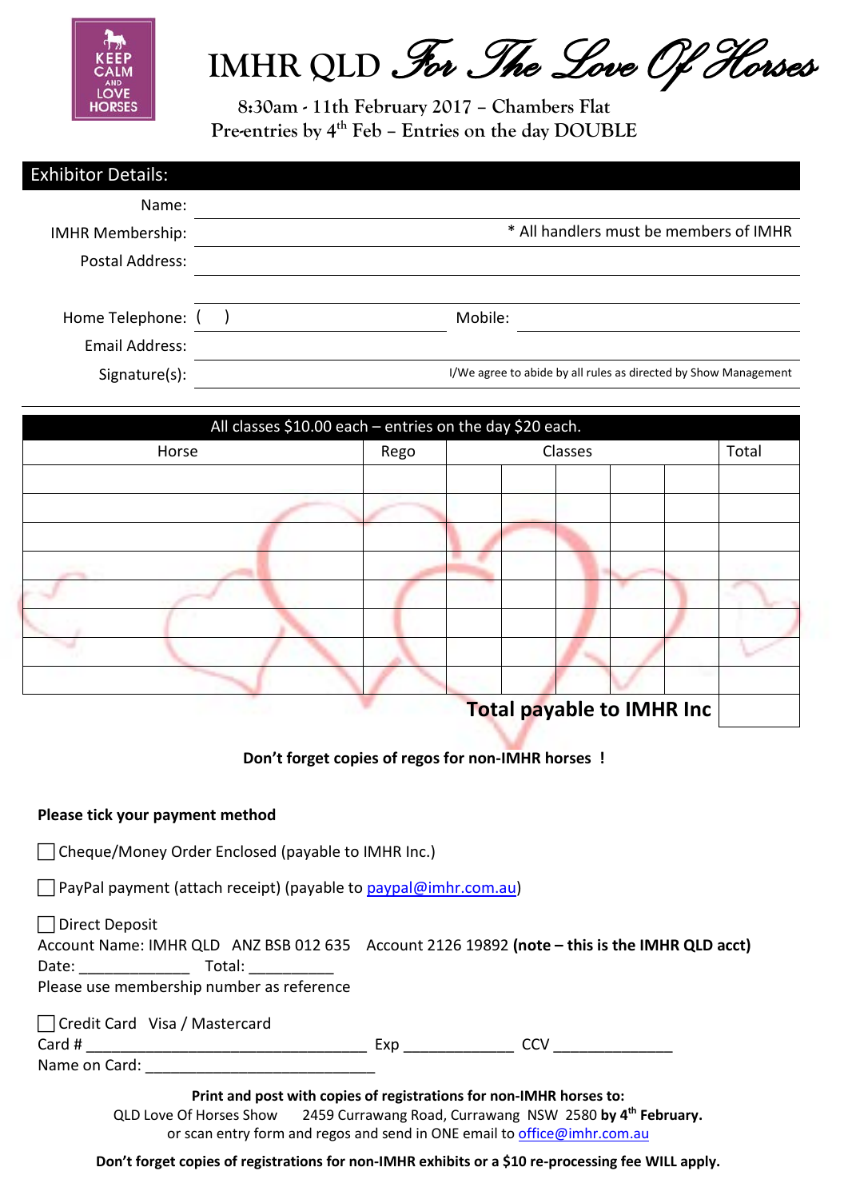# IMHR QLD *For The Love Of Horses*

8:30am - 11th February 2017 – Chambers Flat

Pre-entries by 4th Feb – Entries on the day DOUBLE

## Exhibitor Details:

Name: ____________________

IMHR Membership: ____________________ * All handlers must be members of IMHR

Postal Address: ____________________

Home Telephone: (   ) ____________________ Mobile: ____________________

Email Address: ____________________

Signature(s): ____________________ I/We agree to abide by all rules as directed by Show Management

| All classes $10.00 each – entries on the day $20 each. | | | | | | | |
|---|---|---|---|---|---|---|---|
| Horse | Rego | Classes | | | | | Total |
| | | | | | | | |
| | | | | | | | |
| | | | | | | | |
| | | | | | | | |
| | | | | | | | |
| | | | | | | | |
| | | | | | | | |
| | | | | | | | |
| | | | | | | **Total payable to IMHR Inc** | |

**Don't forget copies of regos for non-IMHR horses !**

**Please tick your payment method**

☐ Cheque/Money Order Enclosed (payable to IMHR Inc.)

☐ PayPal payment (attach receipt) (payable to paypal@imhr.com.au)

☐ Direct Deposit
Account Name: IMHR QLD ANZ BSB 012 635 Account 2126 19892 **(note – this is the IMHR QLD acct)**
Date: _____________ Total: __________
Please use membership number as reference

☐ Credit Card Visa / Mastercard
Card # _________________________________ Exp _____________ CCV ______________
Name on Card: ___________________________

**Print and post with copies of registrations for non-IMHR horses to:**
QLD Love Of Horses Show 2459 Currawang Road, Currawang NSW 2580 **by 4th February.**
or scan entry form and regos and send in ONE email to office@imhr.com.au

**Don't forget copies of registrations for non-IMHR exhibits or a $10 re-processing fee WILL apply.**